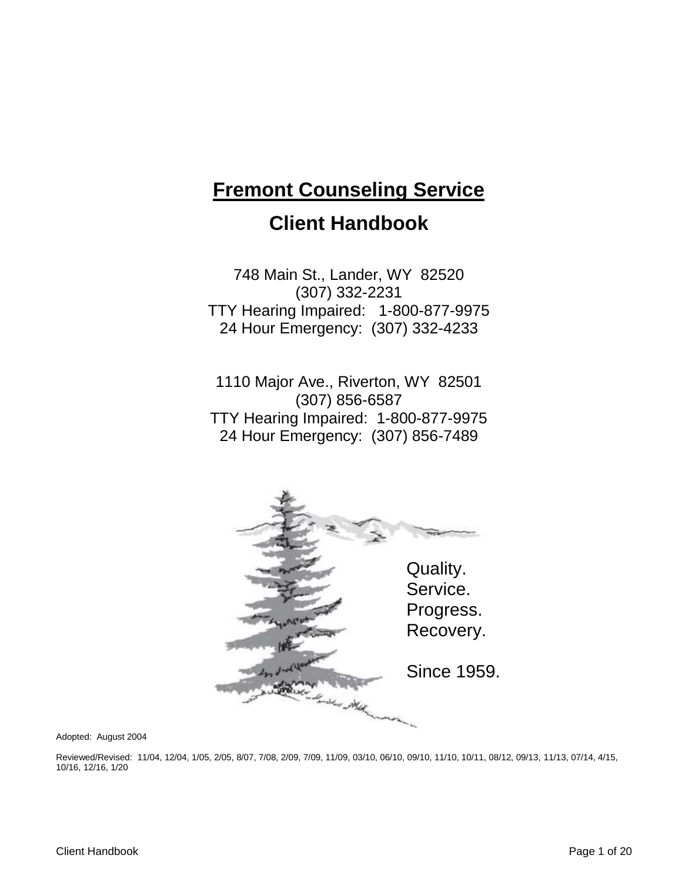# Fremont Counseling Service

## Client Handbook

748 Main St., Lander, WY 82520
(307) 332-2231
TTY Hearing Impaired: 1-800-877-9975
24 Hour Emergency: (307) 332-4233

1110 Major Ave., Riverton, WY 82501
(307) 856-6587
TTY Hearing Impaired: 1-800-877-9975
24 Hour Emergency: (307) 856-7489

Quality.
Service.
Progress.
Recovery.

Since 1959.

Adopted: August 2004

Reviewed/Revised: 11/04, 12/04, 1/05, 2/05, 8/07, 7/08, 2/09, 7/09, 11/09, 03/10, 06/10, 09/10, 11/10, 10/11, 08/12, 09/13, 11/13, 07/14, 4/15, 10/16, 12/16, 1/20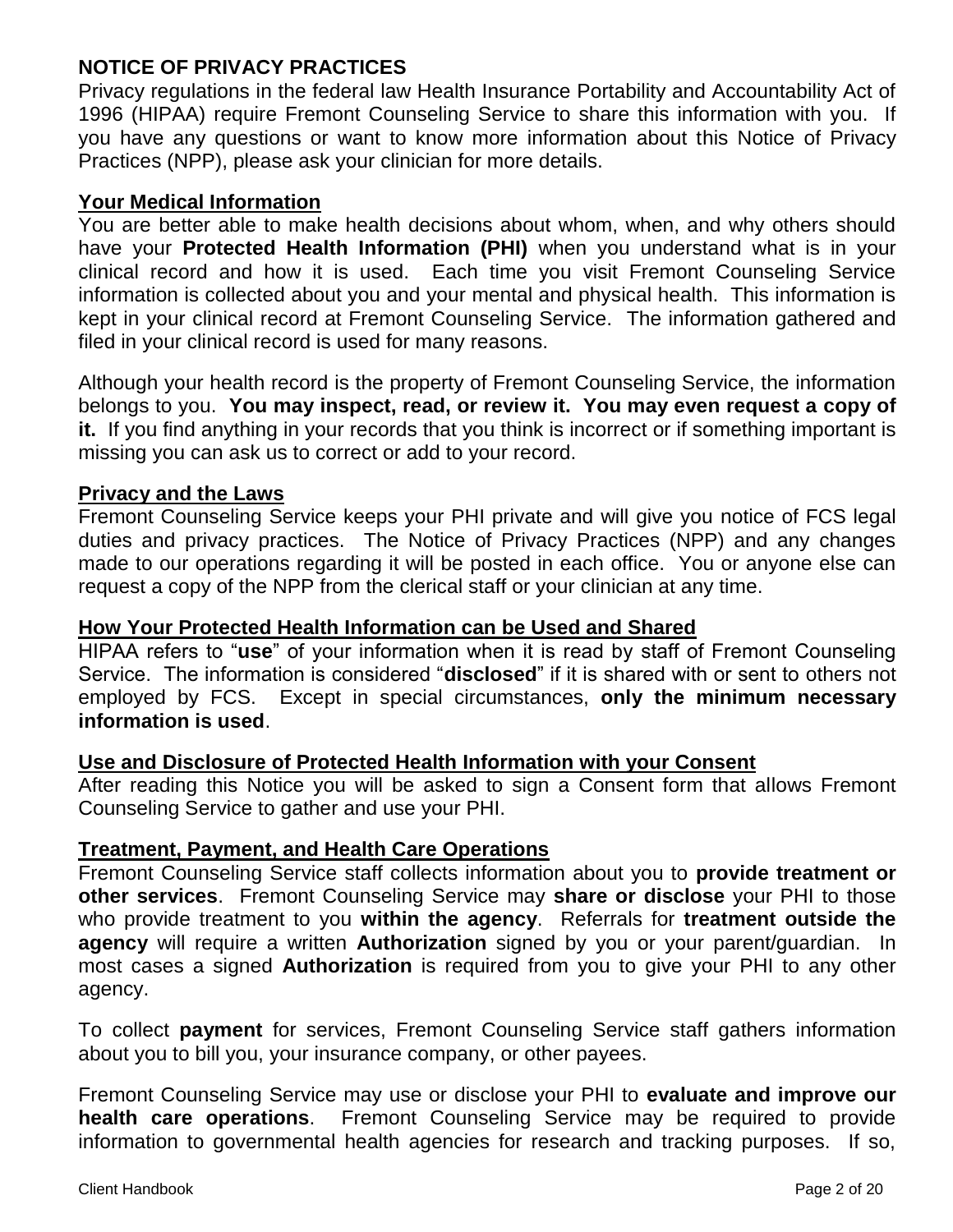## NOTICE OF PRIVACY PRACTICES

Privacy regulations in the federal law Health Insurance Portability and Accountability Act of 1996 (HIPAA) require Fremont Counseling Service to share this information with you. If you have any questions or want to know more information about this Notice of Privacy Practices (NPP), please ask your clinician for more details.

### Your Medical Information

You are better able to make health decisions about whom, when, and why others should have your **Protected Health Information (PHI)** when you understand what is in your clinical record and how it is used. Each time you visit Fremont Counseling Service information is collected about you and your mental and physical health. This information is kept in your clinical record at Fremont Counseling Service. The information gathered and filed in your clinical record is used for many reasons.

Although your health record is the property of Fremont Counseling Service, the information belongs to you. **You may inspect, read, or review it. You may even request a copy of it.** If you find anything in your records that you think is incorrect or if something important is missing you can ask us to correct or add to your record.

### Privacy and the Laws

Fremont Counseling Service keeps your PHI private and will give you notice of FCS legal duties and privacy practices. The Notice of Privacy Practices (NPP) and any changes made to our operations regarding it will be posted in each office. You or anyone else can request a copy of the NPP from the clerical staff or your clinician at any time.

### How Your Protected Health Information can be Used and Shared

HIPAA refers to "**use**" of your information when it is read by staff of Fremont Counseling Service. The information is considered "**disclosed**" if it is shared with or sent to others not employed by FCS. Except in special circumstances, **only the minimum necessary information is used**.

### Use and Disclosure of Protected Health Information with your Consent

After reading this Notice you will be asked to sign a Consent form that allows Fremont Counseling Service to gather and use your PHI.

### Treatment, Payment, and Health Care Operations

Fremont Counseling Service staff collects information about you to **provide treatment or other services**. Fremont Counseling Service may **share or disclose** your PHI to those who provide treatment to you **within the agency**. Referrals for **treatment outside the agency** will require a written **Authorization** signed by you or your parent/guardian. In most cases a signed **Authorization** is required from you to give your PHI to any other agency.

To collect **payment** for services, Fremont Counseling Service staff gathers information about you to bill you, your insurance company, or other payees.

Fremont Counseling Service may use or disclose your PHI to **evaluate and improve our health care operations**. Fremont Counseling Service may be required to provide information to governmental health agencies for research and tracking purposes. If so,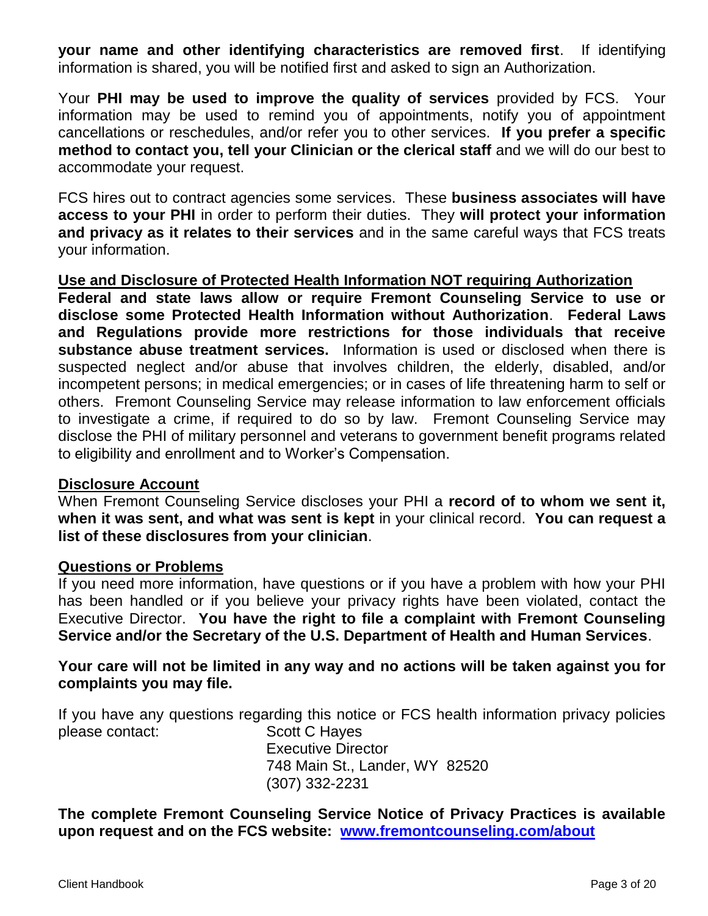**your name and other identifying characteristics are removed first**. If identifying information is shared, you will be notified first and asked to sign an Authorization.

Your **PHI may be used to improve the quality of services** provided by FCS. Your information may be used to remind you of appointments, notify you of appointment cancellations or reschedules, and/or refer you to other services. **If you prefer a specific method to contact you, tell your Clinician or the clerical staff** and we will do our best to accommodate your request.

FCS hires out to contract agencies some services. These **business associates will have access to your PHI** in order to perform their duties. They **will protect your information and privacy as it relates to their services** and in the same careful ways that FCS treats your information.

## Use and Disclosure of Protected Health Information NOT requiring Authorization

**Federal and state laws allow or require Fremont Counseling Service to use or disclose some Protected Health Information without Authorization**. **Federal Laws and Regulations provide more restrictions for those individuals that receive substance abuse treatment services.** Information is used or disclosed when there is suspected neglect and/or abuse that involves children, the elderly, disabled, and/or incompetent persons; in medical emergencies; or in cases of life threatening harm to self or others. Fremont Counseling Service may release information to law enforcement officials to investigate a crime, if required to do so by law. Fremont Counseling Service may disclose the PHI of military personnel and veterans to government benefit programs related to eligibility and enrollment and to Worker's Compensation.

## Disclosure Account

When Fremont Counseling Service discloses your PHI a **record of to whom we sent it, when it was sent, and what was sent is kept** in your clinical record. **You can request a list of these disclosures from your clinician**.

## Questions or Problems

If you need more information, have questions or if you have a problem with how your PHI has been handled or if you believe your privacy rights have been violated, contact the Executive Director. **You have the right to file a complaint with Fremont Counseling Service and/or the Secretary of the U.S. Department of Health and Human Services**.

**Your care will not be limited in any way and no actions will be taken against you for complaints you may file.**

If you have any questions regarding this notice or FCS health information privacy policies please contact:

Scott C Hayes
Executive Director
748 Main St., Lander, WY 82520
(307) 332-2231

**The complete Fremont Counseling Service Notice of Privacy Practices is available upon request and on the FCS website: [www.fremontcounseling.com/about](www.fremontcounseling.com/about)**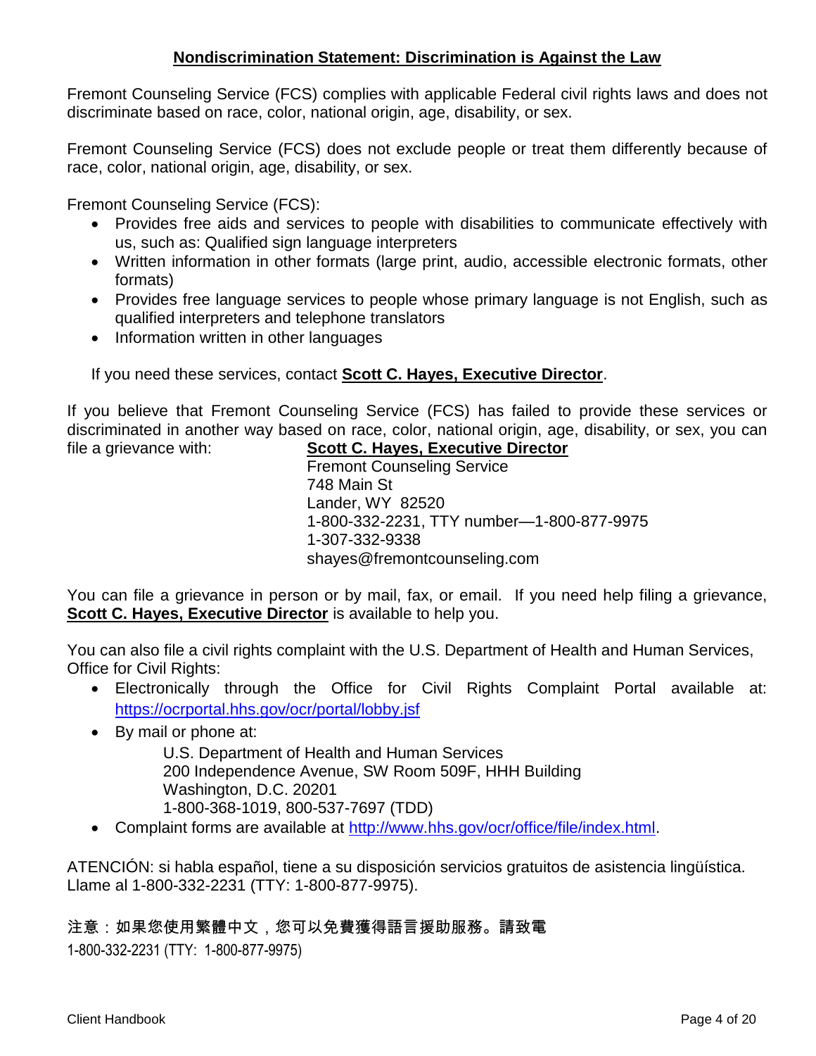## Nondiscrimination Statement: Discrimination is Against the Law

Fremont Counseling Service (FCS) complies with applicable Federal civil rights laws and does not discriminate based on race, color, national origin, age, disability, or sex.

Fremont Counseling Service (FCS) does not exclude people or treat them differently because of race, color, national origin, age, disability, or sex.

Fremont Counseling Service (FCS):

- Provides free aids and services to people with disabilities to communicate effectively with us, such as: Qualified sign language interpreters
- Written information in other formats (large print, audio, accessible electronic formats, other formats)
- Provides free language services to people whose primary language is not English, such as qualified interpreters and telephone translators
- Information written in other languages

If you need these services, contact **Scott C. Hayes, Executive Director**.

If you believe that Fremont Counseling Service (FCS) has failed to provide these services or discriminated in another way based on race, color, national origin, age, disability, or sex, you can file a grievance with:

**Scott C. Hayes, Executive Director**
Fremont Counseling Service
748 Main St
Lander, WY 82520
1-800-332-2231, TTY number—1-800-877-9975
1-307-332-9338
shayes@fremontcounseling.com

You can file a grievance in person or by mail, fax, or email. If you need help filing a grievance, **Scott C. Hayes, Executive Director** is available to help you.

You can also file a civil rights complaint with the U.S. Department of Health and Human Services, Office for Civil Rights:

- Electronically through the Office for Civil Rights Complaint Portal available at: https://ocrportal.hhs.gov/ocr/portal/lobby.jsf
- By mail or phone at:

  U.S. Department of Health and Human Services
  200 Independence Avenue, SW Room 509F, HHH Building
  Washington, D.C. 20201
  1-800-368-1019, 800-537-7697 (TDD)
- Complaint forms are available at http://www.hhs.gov/ocr/office/file/index.html.

ATENCIÓN: si habla español, tiene a su disposición servicios gratuitos de asistencia lingüística. Llame al 1-800-332-2231 (TTY: 1-800-877-9975).

注意：如果您使用繁體中文，您可以免費獲得語言援助服務。請致電
1-800-332-2231 (TTY: 1-800-877-9975)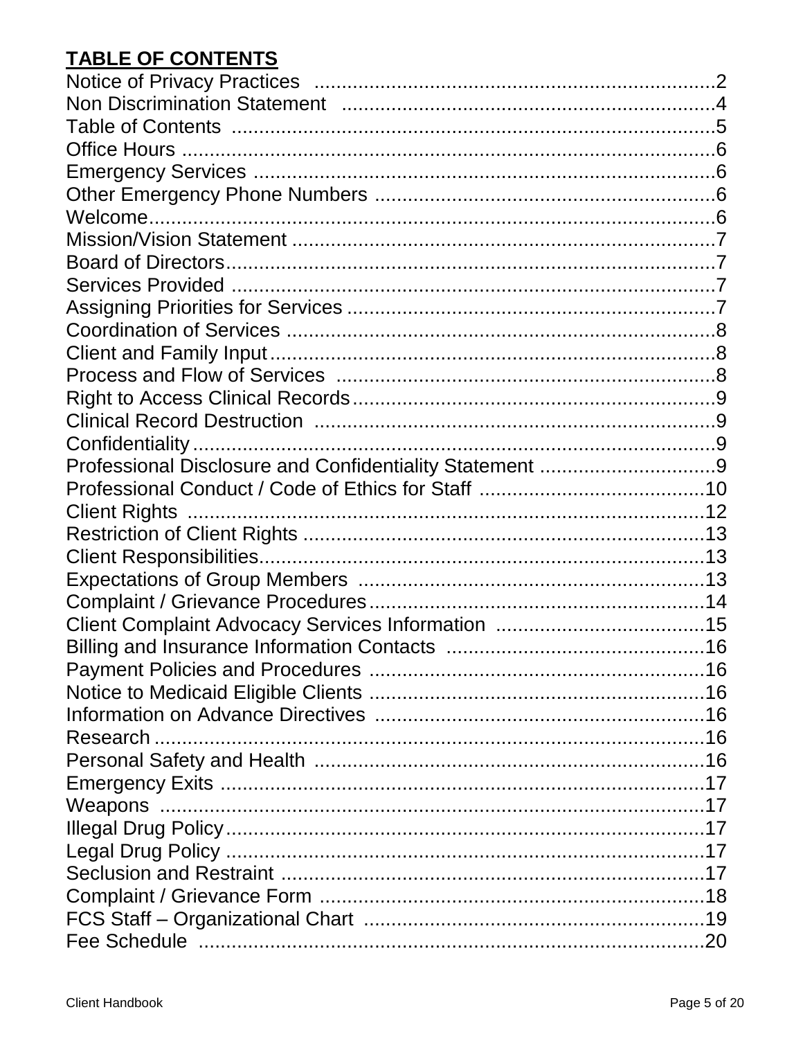## TABLE OF CONTENTS

| Section | Page |
|---|---|
| Notice of Privacy Practices | 2 |
| Non Discrimination Statement | 4 |
| Table of Contents | 5 |
| Office Hours | 6 |
| Emergency Services | 6 |
| Other Emergency Phone Numbers | 6 |
| Welcome | 6 |
| Mission/Vision Statement | 7 |
| Board of Directors | 7 |
| Services Provided | 7 |
| Assigning Priorities for Services | 7 |
| Coordination of Services | 8 |
| Client and Family Input | 8 |
| Process and Flow of Services | 8 |
| Right to Access Clinical Records | 9 |
| Clinical Record Destruction | 9 |
| Confidentiality | 9 |
| Professional Disclosure and Confidentiality Statement | 9 |
| Professional Conduct / Code of Ethics for Staff | 10 |
| Client Rights | 12 |
| Restriction of Client Rights | 13 |
| Client Responsibilities | 13 |
| Expectations of Group Members | 13 |
| Complaint / Grievance Procedures | 14 |
| Client Complaint Advocacy Services Information | 15 |
| Billing and Insurance Information Contacts | 16 |
| Payment Policies and Procedures | 16 |
| Notice to Medicaid Eligible Clients | 16 |
| Information on Advance Directives | 16 |
| Research | 16 |
| Personal Safety and Health | 16 |
| Emergency Exits | 17 |
| Weapons | 17 |
| Illegal Drug Policy | 17 |
| Legal Drug Policy | 17 |
| Seclusion and Restraint | 17 |
| Complaint / Grievance Form | 18 |
| FCS Staff – Organizational Chart | 19 |
| Fee Schedule | 20 |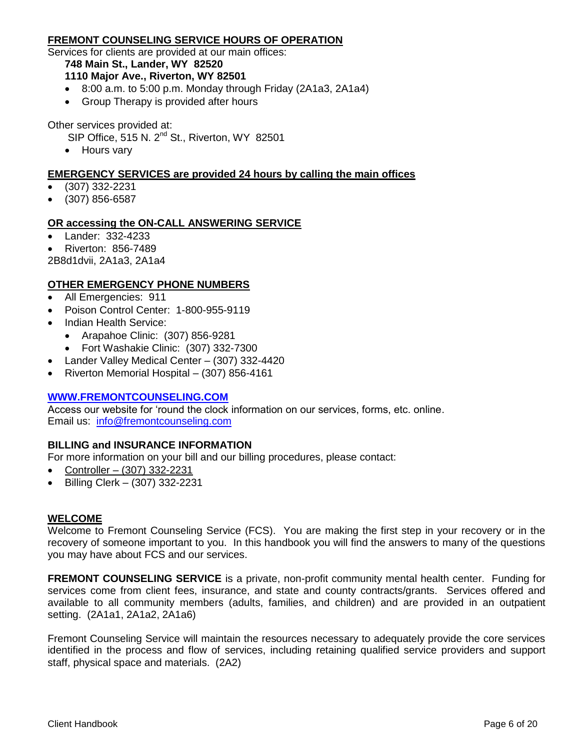## FREMONT COUNSELING SERVICE HOURS OF OPERATION

Services for clients are provided at our main offices:

**748 Main St., Lander, WY 82520**
**1110 Major Ave., Riverton, WY 82501**

- 8:00 a.m. to 5:00 p.m. Monday through Friday (2A1a3, 2A1a4)
- Group Therapy is provided after hours

Other services provided at:

SIP Office, 515 N. 2nd St., Riverton, WY 82501

- Hours vary

## EMERGENCY SERVICES are provided 24 hours by calling the main offices

- (307) 332-2231
- (307) 856-6587

## OR accessing the ON-CALL ANSWERING SERVICE

- Lander: 332-4233
- Riverton: 856-7489

2B8d1dvii, 2A1a3, 2A1a4

## OTHER EMERGENCY PHONE NUMBERS

- All Emergencies: 911
- Poison Control Center: 1-800-955-9119
- Indian Health Service:
  - Arapahoe Clinic: (307) 856-9281
  - Fort Washakie Clinic: (307) 332-7300
- Lander Valley Medical Center – (307) 332-4420
- Riverton Memorial Hospital – (307) 856-4161

## WWW.FREMONTCOUNSELING.COM

Access our website for 'round the clock information on our services, forms, etc. online.
Email us: info@fremontcounseling.com

## BILLING and INSURANCE INFORMATION

For more information on your bill and our billing procedures, please contact:

- Controller – (307) 332-2231
- Billing Clerk – (307) 332-2231

## WELCOME

Welcome to Fremont Counseling Service (FCS). You are making the first step in your recovery or in the recovery of someone important to you. In this handbook you will find the answers to many of the questions you may have about FCS and our services.

**FREMONT COUNSELING SERVICE** is a private, non-profit community mental health center. Funding for services come from client fees, insurance, and state and county contracts/grants. Services offered and available to all community members (adults, families, and children) and are provided in an outpatient setting. (2A1a1, 2A1a2, 2A1a6)

Fremont Counseling Service will maintain the resources necessary to adequately provide the core services identified in the process and flow of services, including retaining qualified service providers and support staff, physical space and materials. (2A2)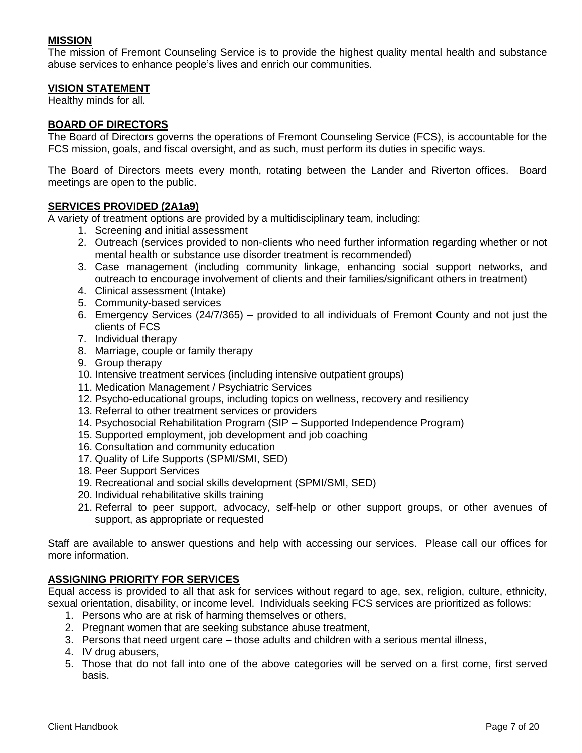## MISSION

The mission of Fremont Counseling Service is to provide the highest quality mental health and substance abuse services to enhance people's lives and enrich our communities.

## VISION STATEMENT

Healthy minds for all.

## BOARD OF DIRECTORS

The Board of Directors governs the operations of Fremont Counseling Service (FCS), is accountable for the FCS mission, goals, and fiscal oversight, and as such, must perform its duties in specific ways.

The Board of Directors meets every month, rotating between the Lander and Riverton offices. Board meetings are open to the public.

## SERVICES PROVIDED (2A1a9)

A variety of treatment options are provided by a multidisciplinary team, including:

1. Screening and initial assessment
2. Outreach (services provided to non-clients who need further information regarding whether or not mental health or substance use disorder treatment is recommended)
3. Case management (including community linkage, enhancing social support networks, and outreach to encourage involvement of clients and their families/significant others in treatment)
4. Clinical assessment (Intake)
5. Community-based services
6. Emergency Services (24/7/365) – provided to all individuals of Fremont County and not just the clients of FCS
7. Individual therapy
8. Marriage, couple or family therapy
9. Group therapy
10. Intensive treatment services (including intensive outpatient groups)
11. Medication Management / Psychiatric Services
12. Psycho-educational groups, including topics on wellness, recovery and resiliency
13. Referral to other treatment services or providers
14. Psychosocial Rehabilitation Program (SIP – Supported Independence Program)
15. Supported employment, job development and job coaching
16. Consultation and community education
17. Quality of Life Supports (SPMI/SMI, SED)
18. Peer Support Services
19. Recreational and social skills development (SPMI/SMI, SED)
20. Individual rehabilitative skills training
21. Referral to peer support, advocacy, self-help or other support groups, or other avenues of support, as appropriate or requested

Staff are available to answer questions and help with accessing our services. Please call our offices for more information.

## ASSIGNING PRIORITY FOR SERVICES

Equal access is provided to all that ask for services without regard to age, sex, religion, culture, ethnicity, sexual orientation, disability, or income level. Individuals seeking FCS services are prioritized as follows:

1. Persons who are at risk of harming themselves or others,
2. Pregnant women that are seeking substance abuse treatment,
3. Persons that need urgent care – those adults and children with a serious mental illness,
4. IV drug abusers,
5. Those that do not fall into one of the above categories will be served on a first come, first served basis.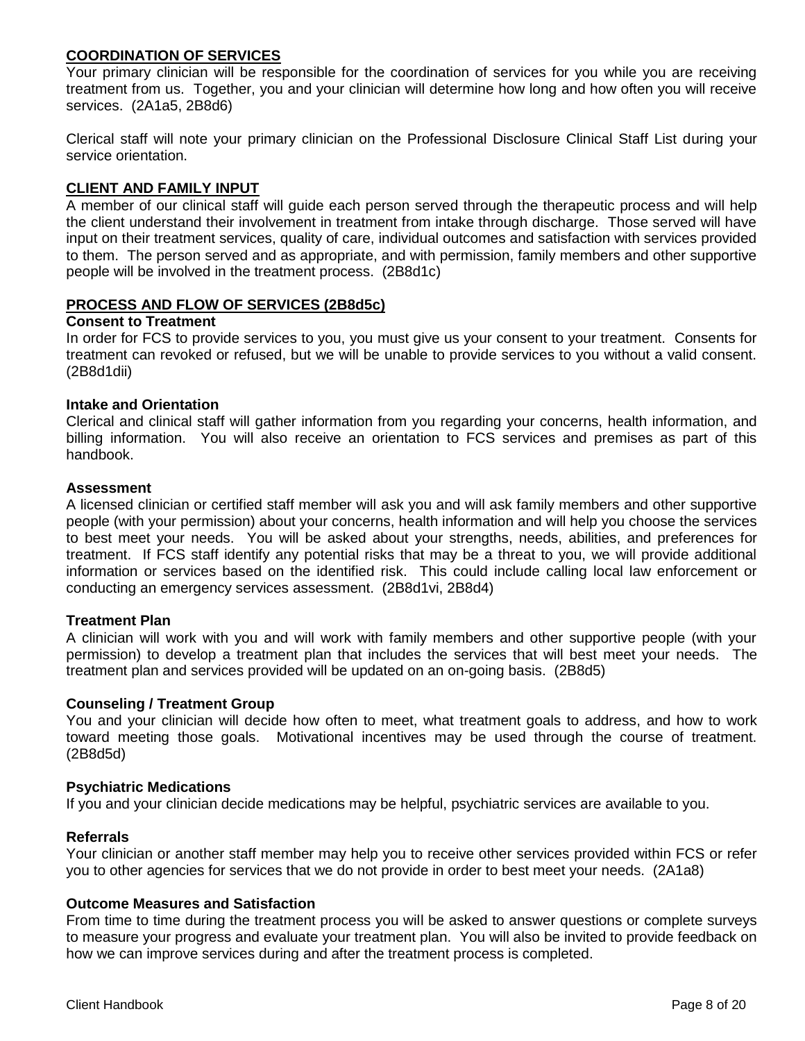## COORDINATION OF SERVICES

Your primary clinician will be responsible for the coordination of services for you while you are receiving treatment from us. Together, you and your clinician will determine how long and how often you will receive services. (2A1a5, 2B8d6)

Clerical staff will note your primary clinician on the Professional Disclosure Clinical Staff List during your service orientation.

## CLIENT AND FAMILY INPUT

A member of our clinical staff will guide each person served through the therapeutic process and will help the client understand their involvement in treatment from intake through discharge. Those served will have input on their treatment services, quality of care, individual outcomes and satisfaction with services provided to them. The person served and as appropriate, and with permission, family members and other supportive people will be involved in the treatment process. (2B8d1c)

## PROCESS AND FLOW OF SERVICES (2B8d5c)

### Consent to Treatment

In order for FCS to provide services to you, you must give us your consent to your treatment. Consents for treatment can revoked or refused, but we will be unable to provide services to you without a valid consent. (2B8d1dii)

### Intake and Orientation

Clerical and clinical staff will gather information from you regarding your concerns, health information, and billing information. You will also receive an orientation to FCS services and premises as part of this handbook.

### Assessment

A licensed clinician or certified staff member will ask you and will ask family members and other supportive people (with your permission) about your concerns, health information and will help you choose the services to best meet your needs. You will be asked about your strengths, needs, abilities, and preferences for treatment. If FCS staff identify any potential risks that may be a threat to you, we will provide additional information or services based on the identified risk. This could include calling local law enforcement or conducting an emergency services assessment. (2B8d1vi, 2B8d4)

### Treatment Plan

A clinician will work with you and will work with family members and other supportive people (with your permission) to develop a treatment plan that includes the services that will best meet your needs. The treatment plan and services provided will be updated on an on-going basis. (2B8d5)

### Counseling / Treatment Group

You and your clinician will decide how often to meet, what treatment goals to address, and how to work toward meeting those goals. Motivational incentives may be used through the course of treatment. (2B8d5d)

### Psychiatric Medications

If you and your clinician decide medications may be helpful, psychiatric services are available to you.

### Referrals

Your clinician or another staff member may help you to receive other services provided within FCS or refer you to other agencies for services that we do not provide in order to best meet your needs. (2A1a8)

### Outcome Measures and Satisfaction

From time to time during the treatment process you will be asked to answer questions or complete surveys to measure your progress and evaluate your treatment plan. You will also be invited to provide feedback on how we can improve services during and after the treatment process is completed.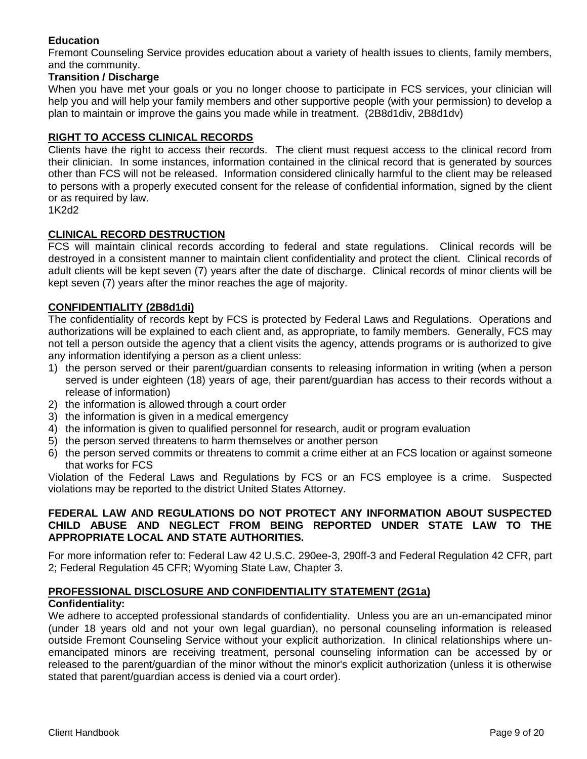**Education**
Fremont Counseling Service provides education about a variety of health issues to clients, family members, and the community.

**Transition / Discharge**
When you have met your goals or you no longer choose to participate in FCS services, your clinician will help you and will help your family members and other supportive people (with your permission) to develop a plan to maintain or improve the gains you made while in treatment. (2B8d1div, 2B8d1dv)

## RIGHT TO ACCESS CLINICAL RECORDS

Clients have the right to access their records. The client must request access to the clinical record from their clinician. In some instances, information contained in the clinical record that is generated by sources other than FCS will not be released. Information considered clinically harmful to the client may be released to persons with a properly executed consent for the release of confidential information, signed by the client or as required by law.
1K2d2

## CLINICAL RECORD DESTRUCTION

FCS will maintain clinical records according to federal and state regulations. Clinical records will be destroyed in a consistent manner to maintain client confidentiality and protect the client. Clinical records of adult clients will be kept seven (7) years after the date of discharge. Clinical records of minor clients will be kept seven (7) years after the minor reaches the age of majority.

## CONFIDENTIALITY (2B8d1di)

The confidentiality of records kept by FCS is protected by Federal Laws and Regulations. Operations and authorizations will be explained to each client and, as appropriate, to family members. Generally, FCS may not tell a person outside the agency that a client visits the agency, attends programs or is authorized to give any information identifying a person as a client unless:

1) the person served or their parent/guardian consents to releasing information in writing (when a person served is under eighteen (18) years of age, their parent/guardian has access to their records without a release of information)
2) the information is allowed through a court order
3) the information is given in a medical emergency
4) the information is given to qualified personnel for research, audit or program evaluation
5) the person served threatens to harm themselves or another person
6) the person served commits or threatens to commit a crime either at an FCS location or against someone that works for FCS

Violation of the Federal Laws and Regulations by FCS or an FCS employee is a crime. Suspected violations may be reported to the district United States Attorney.

**FEDERAL LAW AND REGULATIONS DO NOT PROTECT ANY INFORMATION ABOUT SUSPECTED CHILD ABUSE AND NEGLECT FROM BEING REPORTED UNDER STATE LAW TO THE APPROPRIATE LOCAL AND STATE AUTHORITIES.**

For more information refer to: Federal Law 42 U.S.C. 290ee-3, 290ff-3 and Federal Regulation 42 CFR, part 2; Federal Regulation 45 CFR; Wyoming State Law, Chapter 3.

## PROFESSIONAL DISCLOSURE AND CONFIDENTIALITY STATEMENT (2G1a)

**Confidentiality:**
We adhere to accepted professional standards of confidentiality. Unless you are an un-emancipated minor (under 18 years old and not your own legal guardian), no personal counseling information is released outside Fremont Counseling Service without your explicit authorization. In clinical relationships where un-emancipated minors are receiving treatment, personal counseling information can be accessed by or released to the parent/guardian of the minor without the minor's explicit authorization (unless it is otherwise stated that parent/guardian access is denied via a court order).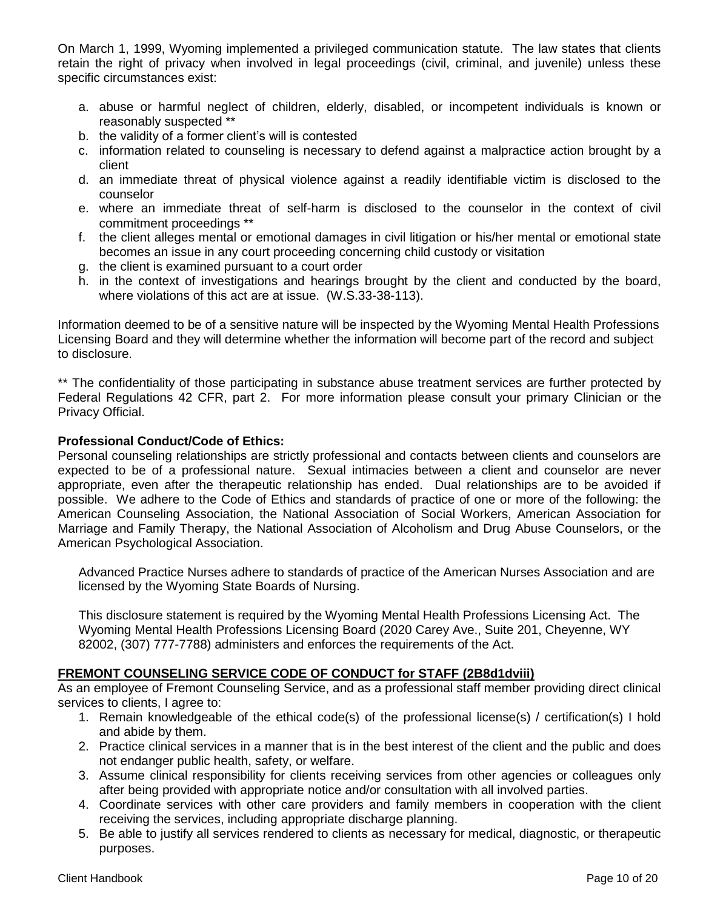On March 1, 1999, Wyoming implemented a privileged communication statute. The law states that clients retain the right of privacy when involved in legal proceedings (civil, criminal, and juvenile) unless these specific circumstances exist:

a. abuse or harmful neglect of children, elderly, disabled, or incompetent individuals is known or reasonably suspected **
b. the validity of a former client's will is contested
c. information related to counseling is necessary to defend against a malpractice action brought by a client
d. an immediate threat of physical violence against a readily identifiable victim is disclosed to the counselor
e. where an immediate threat of self-harm is disclosed to the counselor in the context of civil commitment proceedings **
f. the client alleges mental or emotional damages in civil litigation or his/her mental or emotional state becomes an issue in any court proceeding concerning child custody or visitation
g. the client is examined pursuant to a court order
h. in the context of investigations and hearings brought by the client and conducted by the board, where violations of this act are at issue. (W.S.33-38-113).

Information deemed to be of a sensitive nature will be inspected by the Wyoming Mental Health Professions Licensing Board and they will determine whether the information will become part of the record and subject to disclosure.

** The confidentiality of those participating in substance abuse treatment services are further protected by Federal Regulations 42 CFR, part 2. For more information please consult your primary Clinician or the Privacy Official.

**Professional Conduct/Code of Ethics:**

Personal counseling relationships are strictly professional and contacts between clients and counselors are expected to be of a professional nature. Sexual intimacies between a client and counselor are never appropriate, even after the therapeutic relationship has ended. Dual relationships are to be avoided if possible. We adhere to the Code of Ethics and standards of practice of one or more of the following: the American Counseling Association, the National Association of Social Workers, American Association for Marriage and Family Therapy, the National Association of Alcoholism and Drug Abuse Counselors, or the American Psychological Association.

Advanced Practice Nurses adhere to standards of practice of the American Nurses Association and are licensed by the Wyoming State Boards of Nursing.

This disclosure statement is required by the Wyoming Mental Health Professions Licensing Act. The Wyoming Mental Health Professions Licensing Board (2020 Carey Ave., Suite 201, Cheyenne, WY 82002, (307) 777-7788) administers and enforces the requirements of the Act.

**FREMONT COUNSELING SERVICE CODE OF CONDUCT for STAFF (2B8d1dviii)**

As an employee of Fremont Counseling Service, and as a professional staff member providing direct clinical services to clients, I agree to:

1. Remain knowledgeable of the ethical code(s) of the professional license(s) / certification(s) I hold and abide by them.
2. Practice clinical services in a manner that is in the best interest of the client and the public and does not endanger public health, safety, or welfare.
3. Assume clinical responsibility for clients receiving services from other agencies or colleagues only after being provided with appropriate notice and/or consultation with all involved parties.
4. Coordinate services with other care providers and family members in cooperation with the client receiving the services, including appropriate discharge planning.
5. Be able to justify all services rendered to clients as necessary for medical, diagnostic, or therapeutic purposes.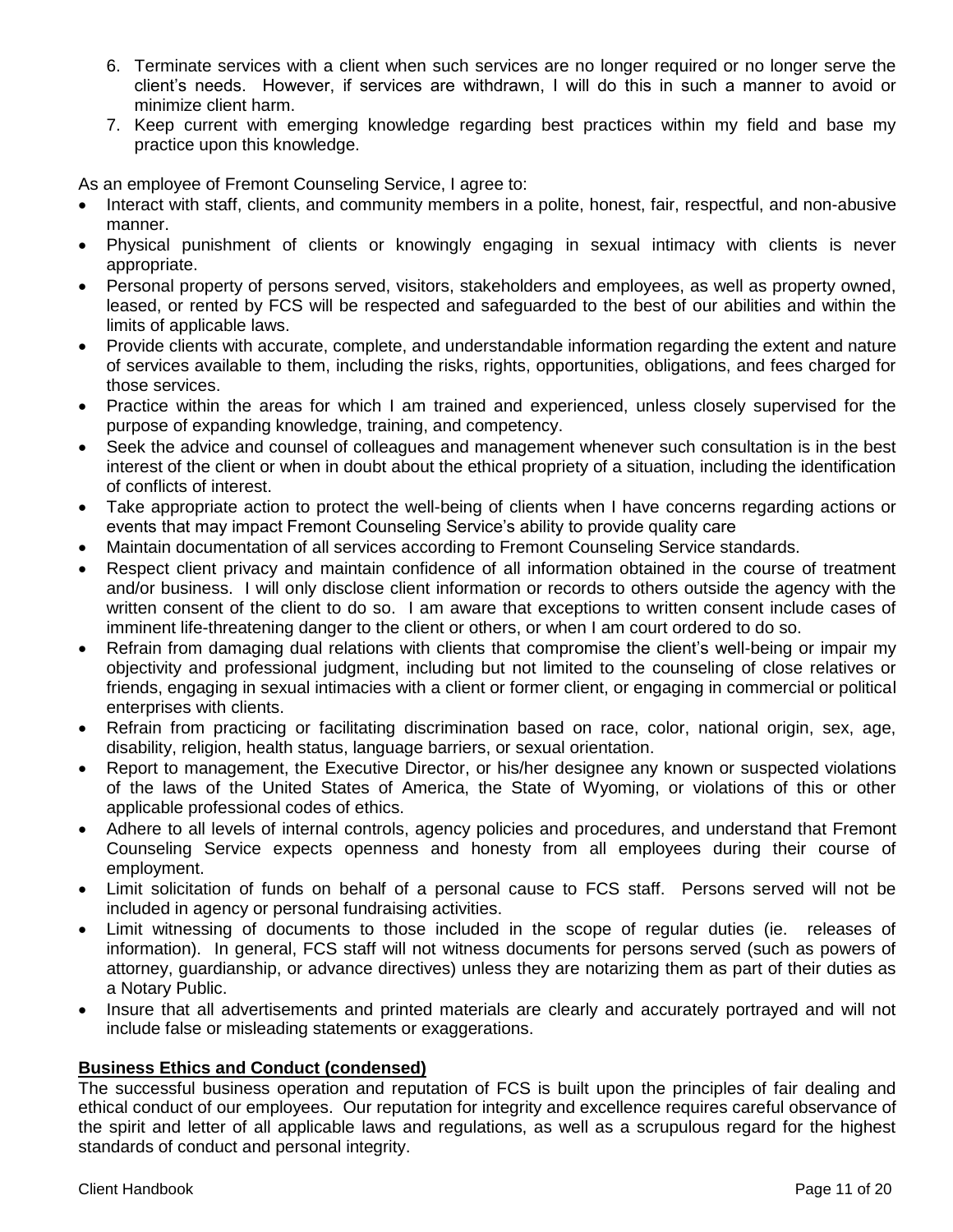6. Terminate services with a client when such services are no longer required or no longer serve the client's needs. However, if services are withdrawn, I will do this in such a manner to avoid or minimize client harm.
7. Keep current with emerging knowledge regarding best practices within my field and base my practice upon this knowledge.

As an employee of Fremont Counseling Service, I agree to:

- Interact with staff, clients, and community members in a polite, honest, fair, respectful, and non-abusive manner.
- Physical punishment of clients or knowingly engaging in sexual intimacy with clients is never appropriate.
- Personal property of persons served, visitors, stakeholders and employees, as well as property owned, leased, or rented by FCS will be respected and safeguarded to the best of our abilities and within the limits of applicable laws.
- Provide clients with accurate, complete, and understandable information regarding the extent and nature of services available to them, including the risks, rights, opportunities, obligations, and fees charged for those services.
- Practice within the areas for which I am trained and experienced, unless closely supervised for the purpose of expanding knowledge, training, and competency.
- Seek the advice and counsel of colleagues and management whenever such consultation is in the best interest of the client or when in doubt about the ethical propriety of a situation, including the identification of conflicts of interest.
- Take appropriate action to protect the well-being of clients when I have concerns regarding actions or events that may impact Fremont Counseling Service's ability to provide quality care
- Maintain documentation of all services according to Fremont Counseling Service standards.
- Respect client privacy and maintain confidence of all information obtained in the course of treatment and/or business. I will only disclose client information or records to others outside the agency with the written consent of the client to do so. I am aware that exceptions to written consent include cases of imminent life-threatening danger to the client or others, or when I am court ordered to do so.
- Refrain from damaging dual relations with clients that compromise the client's well-being or impair my objectivity and professional judgment, including but not limited to the counseling of close relatives or friends, engaging in sexual intimacies with a client or former client, or engaging in commercial or political enterprises with clients.
- Refrain from practicing or facilitating discrimination based on race, color, national origin, sex, age, disability, religion, health status, language barriers, or sexual orientation.
- Report to management, the Executive Director, or his/her designee any known or suspected violations of the laws of the United States of America, the State of Wyoming, or violations of this or other applicable professional codes of ethics.
- Adhere to all levels of internal controls, agency policies and procedures, and understand that Fremont Counseling Service expects openness and honesty from all employees during their course of employment.
- Limit solicitation of funds on behalf of a personal cause to FCS staff. Persons served will not be included in agency or personal fundraising activities.
- Limit witnessing of documents to those included in the scope of regular duties (ie. releases of information). In general, FCS staff will not witness documents for persons served (such as powers of attorney, guardianship, or advance directives) unless they are notarizing them as part of their duties as a Notary Public.
- Insure that all advertisements and printed materials are clearly and accurately portrayed and will not include false or misleading statements or exaggerations.

**Business Ethics and Conduct (condensed)**

The successful business operation and reputation of FCS is built upon the principles of fair dealing and ethical conduct of our employees. Our reputation for integrity and excellence requires careful observance of the spirit and letter of all applicable laws and regulations, as well as a scrupulous regard for the highest standards of conduct and personal integrity.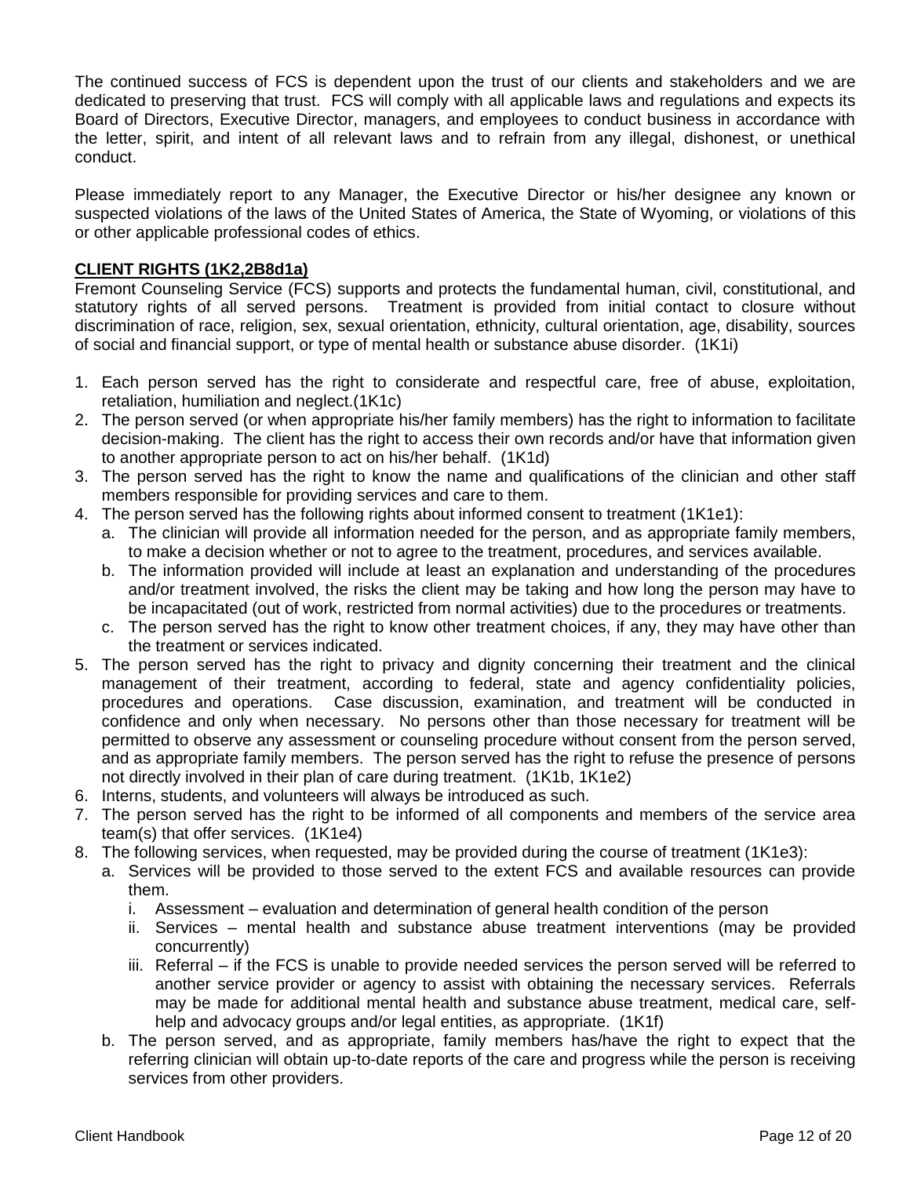The continued success of FCS is dependent upon the trust of our clients and stakeholders and we are dedicated to preserving that trust. FCS will comply with all applicable laws and regulations and expects its Board of Directors, Executive Director, managers, and employees to conduct business in accordance with the letter, spirit, and intent of all relevant laws and to refrain from any illegal, dishonest, or unethical conduct.

Please immediately report to any Manager, the Executive Director or his/her designee any known or suspected violations of the laws of the United States of America, the State of Wyoming, or violations of this or other applicable professional codes of ethics.

**CLIENT RIGHTS (1K2,2B8d1a)**

Fremont Counseling Service (FCS) supports and protects the fundamental human, civil, constitutional, and statutory rights of all served persons. Treatment is provided from initial contact to closure without discrimination of race, religion, sex, sexual orientation, ethnicity, cultural orientation, age, disability, sources of social and financial support, or type of mental health or substance abuse disorder. (1K1i)

1. Each person served has the right to considerate and respectful care, free of abuse, exploitation, retaliation, humiliation and neglect.(1K1c)
2. The person served (or when appropriate his/her family members) has the right to information to facilitate decision-making. The client has the right to access their own records and/or have that information given to another appropriate person to act on his/her behalf. (1K1d)
3. The person served has the right to know the name and qualifications of the clinician and other staff members responsible for providing services and care to them.
4. The person served has the following rights about informed consent to treatment (1K1e1):
   a. The clinician will provide all information needed for the person, and as appropriate family members, to make a decision whether or not to agree to the treatment, procedures, and services available.
   b. The information provided will include at least an explanation and understanding of the procedures and/or treatment involved, the risks the client may be taking and how long the person may have to be incapacitated (out of work, restricted from normal activities) due to the procedures or treatments.
   c. The person served has the right to know other treatment choices, if any, they may have other than the treatment or services indicated.
5. The person served has the right to privacy and dignity concerning their treatment and the clinical management of their treatment, according to federal, state and agency confidentiality policies, procedures and operations. Case discussion, examination, and treatment will be conducted in confidence and only when necessary. No persons other than those necessary for treatment will be permitted to observe any assessment or counseling procedure without consent from the person served, and as appropriate family members. The person served has the right to refuse the presence of persons not directly involved in their plan of care during treatment. (1K1b, 1K1e2)
6. Interns, students, and volunteers will always be introduced as such.
7. The person served has the right to be informed of all components and members of the service area team(s) that offer services. (1K1e4)
8. The following services, when requested, may be provided during the course of treatment (1K1e3):
   a. Services will be provided to those served to the extent FCS and available resources can provide them.
      i. Assessment – evaluation and determination of general health condition of the person
      ii. Services – mental health and substance abuse treatment interventions (may be provided concurrently)
      iii. Referral – if the FCS is unable to provide needed services the person served will be referred to another service provider or agency to assist with obtaining the necessary services. Referrals may be made for additional mental health and substance abuse treatment, medical care, self-help and advocacy groups and/or legal entities, as appropriate. (1K1f)
   b. The person served, and as appropriate, family members has/have the right to expect that the referring clinician will obtain up-to-date reports of the care and progress while the person is receiving services from other providers.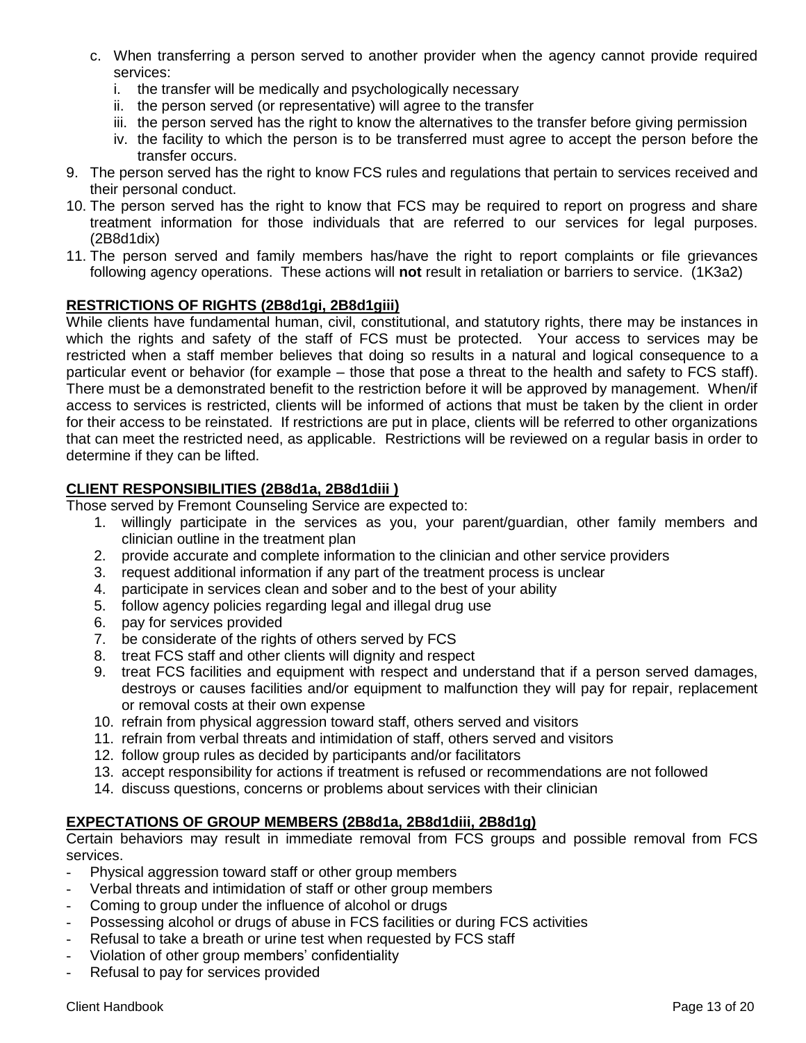c. When transferring a person served to another provider when the agency cannot provide required services:
   i. the transfer will be medically and psychologically necessary
   ii. the person served (or representative) will agree to the transfer
   iii. the person served has the right to know the alternatives to the transfer before giving permission
   iv. the facility to which the person is to be transferred must agree to accept the person before the transfer occurs.

9. The person served has the right to know FCS rules and regulations that pertain to services received and their personal conduct.
10. The person served has the right to know that FCS may be required to report on progress and share treatment information for those individuals that are referred to our services for legal purposes. (2B8d1dix)
11. The person served and family members has/have the right to report complaints or file grievances following agency operations. These actions will **not** result in retaliation or barriers to service. (1K3a2)

**RESTRICTIONS OF RIGHTS (2B8d1gi, 2B8d1giii)**

While clients have fundamental human, civil, constitutional, and statutory rights, there may be instances in which the rights and safety of the staff of FCS must be protected. Your access to services may be restricted when a staff member believes that doing so results in a natural and logical consequence to a particular event or behavior (for example – those that pose a threat to the health and safety to FCS staff). There must be a demonstrated benefit to the restriction before it will be approved by management. When/if access to services is restricted, clients will be informed of actions that must be taken by the client in order for their access to be reinstated. If restrictions are put in place, clients will be referred to other organizations that can meet the restricted need, as applicable. Restrictions will be reviewed on a regular basis in order to determine if they can be lifted.

**CLIENT RESPONSIBILITIES (2B8d1a, 2B8d1diii )**

Those served by Fremont Counseling Service are expected to:

1. willingly participate in the services as you, your parent/guardian, other family members and clinician outline in the treatment plan
2. provide accurate and complete information to the clinician and other service providers
3. request additional information if any part of the treatment process is unclear
4. participate in services clean and sober and to the best of your ability
5. follow agency policies regarding legal and illegal drug use
6. pay for services provided
7. be considerate of the rights of others served by FCS
8. treat FCS staff and other clients will dignity and respect
9. treat FCS facilities and equipment with respect and understand that if a person served damages, destroys or causes facilities and/or equipment to malfunction they will pay for repair, replacement or removal costs at their own expense
10. refrain from physical aggression toward staff, others served and visitors
11. refrain from verbal threats and intimidation of staff, others served and visitors
12. follow group rules as decided by participants and/or facilitators
13. accept responsibility for actions if treatment is refused or recommendations are not followed
14. discuss questions, concerns or problems about services with their clinician

**EXPECTATIONS OF GROUP MEMBERS (2B8d1a, 2B8d1diii, 2B8d1g)**

Certain behaviors may result in immediate removal from FCS groups and possible removal from FCS services.

- Physical aggression toward staff or other group members
- Verbal threats and intimidation of staff or other group members
- Coming to group under the influence of alcohol or drugs
- Possessing alcohol or drugs of abuse in FCS facilities or during FCS activities
- Refusal to take a breath or urine test when requested by FCS staff
- Violation of other group members' confidentiality
- Refusal to pay for services provided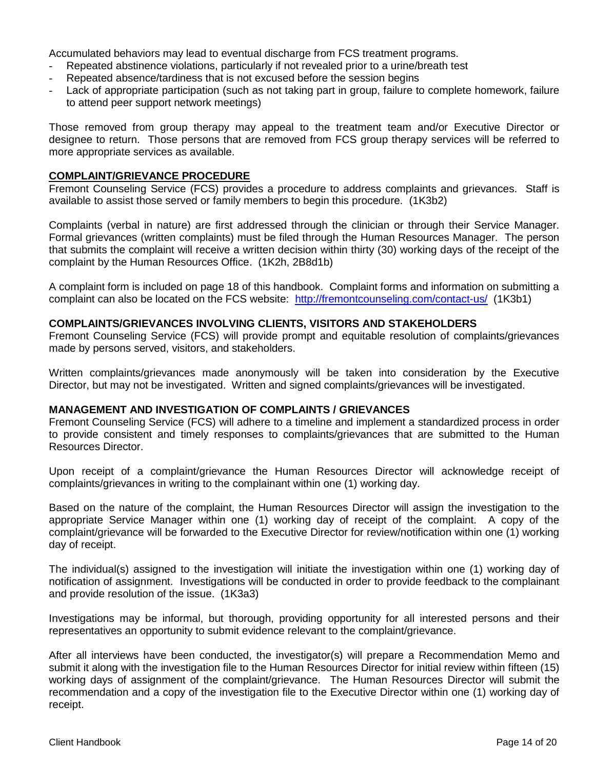Accumulated behaviors may lead to eventual discharge from FCS treatment programs.

- Repeated abstinence violations, particularly if not revealed prior to a urine/breath test
- Repeated absence/tardiness that is not excused before the session begins
- Lack of appropriate participation (such as not taking part in group, failure to complete homework, failure to attend peer support network meetings)

Those removed from group therapy may appeal to the treatment team and/or Executive Director or designee to return. Those persons that are removed from FCS group therapy services will be referred to more appropriate services as available.

## COMPLAINT/GRIEVANCE PROCEDURE

Fremont Counseling Service (FCS) provides a procedure to address complaints and grievances. Staff is available to assist those served or family members to begin this procedure. (1K3b2)

Complaints (verbal in nature) are first addressed through the clinician or through their Service Manager. Formal grievances (written complaints) must be filed through the Human Resources Manager. The person that submits the complaint will receive a written decision within thirty (30) working days of the receipt of the complaint by the Human Resources Office. (1K2h, 2B8d1b)

A complaint form is included on page 18 of this handbook. Complaint forms and information on submitting a complaint can also be located on the FCS website: [http://fremontcounseling.com/contact-us/](http://fremontcounseling.com/contact-us/) (1K3b1)

### COMPLAINTS/GRIEVANCES INVOLVING CLIENTS, VISITORS AND STAKEHOLDERS

Fremont Counseling Service (FCS) will provide prompt and equitable resolution of complaints/grievances made by persons served, visitors, and stakeholders.

Written complaints/grievances made anonymously will be taken into consideration by the Executive Director, but may not be investigated. Written and signed complaints/grievances will be investigated.

### MANAGEMENT AND INVESTIGATION OF COMPLAINTS / GRIEVANCES

Fremont Counseling Service (FCS) will adhere to a timeline and implement a standardized process in order to provide consistent and timely responses to complaints/grievances that are submitted to the Human Resources Director.

Upon receipt of a complaint/grievance the Human Resources Director will acknowledge receipt of complaints/grievances in writing to the complainant within one (1) working day.

Based on the nature of the complaint, the Human Resources Director will assign the investigation to the appropriate Service Manager within one (1) working day of receipt of the complaint. A copy of the complaint/grievance will be forwarded to the Executive Director for review/notification within one (1) working day of receipt.

The individual(s) assigned to the investigation will initiate the investigation within one (1) working day of notification of assignment. Investigations will be conducted in order to provide feedback to the complainant and provide resolution of the issue. (1K3a3)

Investigations may be informal, but thorough, providing opportunity for all interested persons and their representatives an opportunity to submit evidence relevant to the complaint/grievance.

After all interviews have been conducted, the investigator(s) will prepare a Recommendation Memo and submit it along with the investigation file to the Human Resources Director for initial review within fifteen (15) working days of assignment of the complaint/grievance. The Human Resources Director will submit the recommendation and a copy of the investigation file to the Executive Director within one (1) working day of receipt.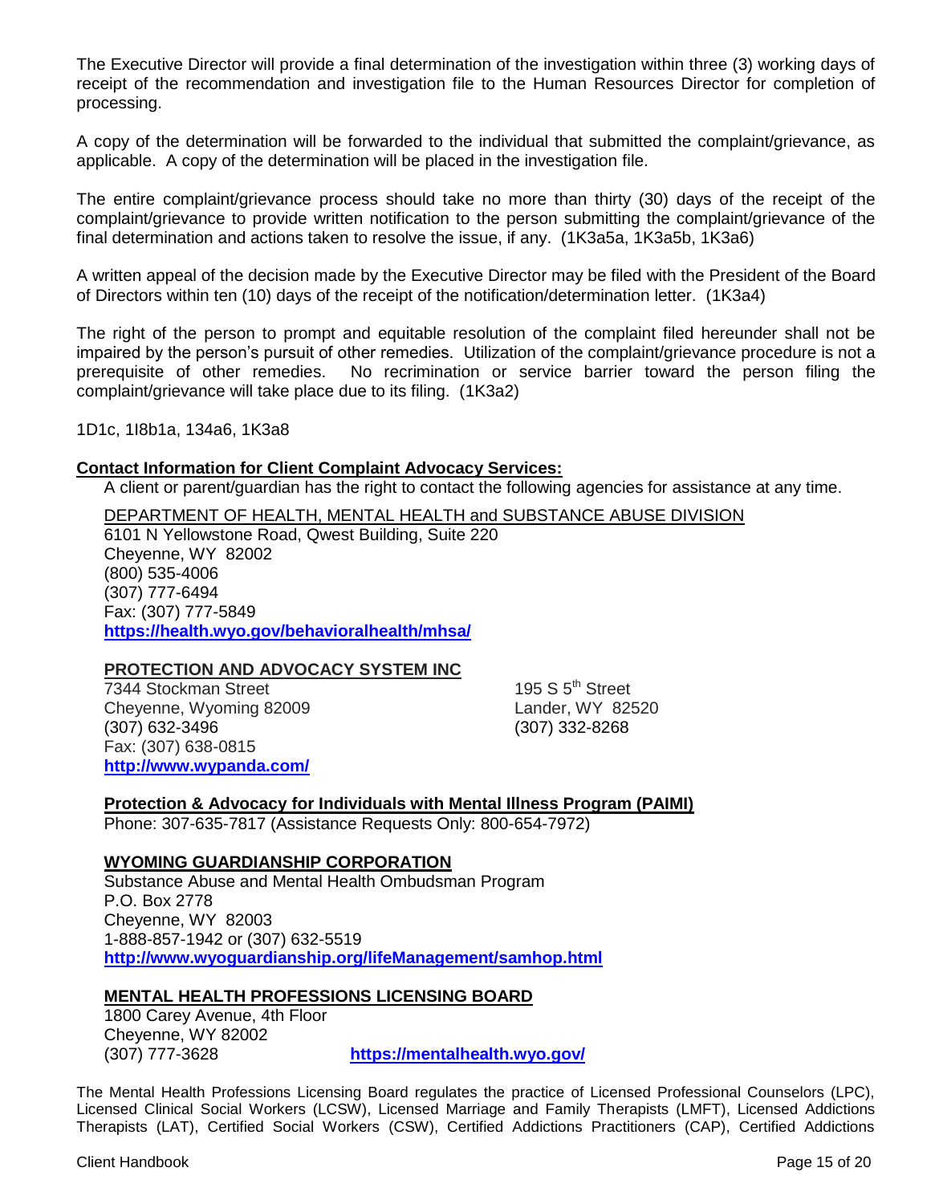The Executive Director will provide a final determination of the investigation within three (3) working days of receipt of the recommendation and investigation file to the Human Resources Director for completion of processing.

A copy of the determination will be forwarded to the individual that submitted the complaint/grievance, as applicable. A copy of the determination will be placed in the investigation file.

The entire complaint/grievance process should take no more than thirty (30) days of the receipt of the complaint/grievance to provide written notification to the person submitting the complaint/grievance of the final determination and actions taken to resolve the issue, if any. (1K3a5a, 1K3a5b, 1K3a6)

A written appeal of the decision made by the Executive Director may be filed with the President of the Board of Directors within ten (10) days of the receipt of the notification/determination letter. (1K3a4)

The right of the person to prompt and equitable resolution of the complaint filed hereunder shall not be impaired by the person's pursuit of other remedies. Utilization of the complaint/grievance procedure is not a prerequisite of other remedies. No recrimination or service barrier toward the person filing the complaint/grievance will take place due to its filing. (1K3a2)

1D1c, 1I8b1a, 134a6, 1K3a8

**Contact Information for Client Complaint Advocacy Services:**

A client or parent/guardian has the right to contact the following agencies for assistance at any time.

DEPARTMENT OF HEALTH, MENTAL HEALTH and SUBSTANCE ABUSE DIVISION
6101 N Yellowstone Road, Qwest Building, Suite 220
Cheyenne, WY 82002
(800) 535-4006
(307) 777-6494
Fax: (307) 777-5849
**https://health.wyo.gov/behavioralhealth/mhsa/**

**PROTECTION AND ADVOCACY SYSTEM INC**
7344 Stockman Street
Cheyenne, Wyoming 82009
(307) 632-3496
Fax: (307) 638-0815
**http://www.wypanda.com/**

195 S 5th Street
Lander, WY 82520
(307) 332-8268

**Protection & Advocacy for Individuals with Mental Illness Program (PAIMI)**
Phone: 307-635-7817 (Assistance Requests Only: 800-654-7972)

**WYOMING GUARDIANSHIP CORPORATION**
Substance Abuse and Mental Health Ombudsman Program
P.O. Box 2778
Cheyenne, WY 82003
1-888-857-1942 or (307) 632-5519
**http://www.wyoguardianship.org/lifeManagement/samhop.html**

**MENTAL HEALTH PROFESSIONS LICENSING BOARD**
1800 Carey Avenue, 4th Floor
Cheyenne, WY 82002
(307) 777-3628 **https://mentalhealth.wyo.gov/**

The Mental Health Professions Licensing Board regulates the practice of Licensed Professional Counselors (LPC), Licensed Clinical Social Workers (LCSW), Licensed Marriage and Family Therapists (LMFT), Licensed Addictions Therapists (LAT), Certified Social Workers (CSW), Certified Addictions Practitioners (CAP), Certified Addictions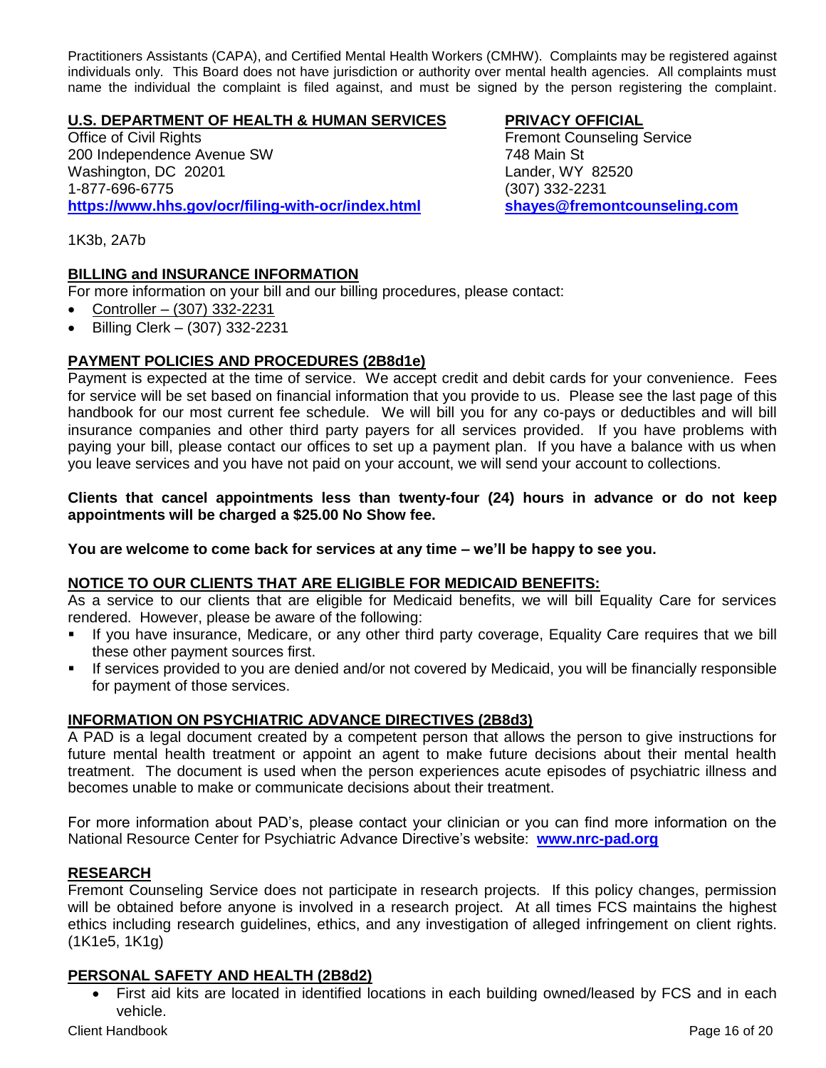Practitioners Assistants (CAPA), and Certified Mental Health Workers (CMHW). Complaints may be registered against individuals only. This Board does not have jurisdiction or authority over mental health agencies. All complaints must name the individual the complaint is filed against, and must be signed by the person registering the complaint.

**U.S. DEPARTMENT OF HEALTH & HUMAN SERVICES**
Office of Civil Rights
200 Independence Avenue SW
Washington, DC 20201
1-877-696-6775
**https://www.hhs.gov/ocr/filing-with-ocr/index.html**

**PRIVACY OFFICIAL**
Fremont Counseling Service
748 Main St
Lander, WY 82520
(307) 332-2231
**shayes@fremontcounseling.com**

1K3b, 2A7b

## BILLING and INSURANCE INFORMATION

For more information on your bill and our billing procedures, please contact:

- Controller – (307) 332-2231
- Billing Clerk – (307) 332-2231

## PAYMENT POLICIES AND PROCEDURES (2B8d1e)

Payment is expected at the time of service. We accept credit and debit cards for your convenience. Fees for service will be set based on financial information that you provide to us. Please see the last page of this handbook for our most current fee schedule. We will bill you for any co-pays or deductibles and will bill insurance companies and other third party payers for all services provided. If you have problems with paying your bill, please contact our offices to set up a payment plan. If you have a balance with us when you leave services and you have not paid on your account, we will send your account to collections.

**Clients that cancel appointments less than twenty-four (24) hours in advance or do not keep appointments will be charged a $25.00 No Show fee.**

**You are welcome to come back for services at any time – we'll be happy to see you.**

## NOTICE TO OUR CLIENTS THAT ARE ELIGIBLE FOR MEDICAID BENEFITS:

As a service to our clients that are eligible for Medicaid benefits, we will bill Equality Care for services rendered. However, please be aware of the following:

- If you have insurance, Medicare, or any other third party coverage, Equality Care requires that we bill these other payment sources first.
- If services provided to you are denied and/or not covered by Medicaid, you will be financially responsible for payment of those services.

## INFORMATION ON PSYCHIATRIC ADVANCE DIRECTIVES (2B8d3)

A PAD is a legal document created by a competent person that allows the person to give instructions for future mental health treatment or appoint an agent to make future decisions about their mental health treatment. The document is used when the person experiences acute episodes of psychiatric illness and becomes unable to make or communicate decisions about their treatment.

For more information about PAD's, please contact your clinician or you can find more information on the National Resource Center for Psychiatric Advance Directive's website: **www.nrc-pad.org**

## RESEARCH

Fremont Counseling Service does not participate in research projects. If this policy changes, permission will be obtained before anyone is involved in a research project. At all times FCS maintains the highest ethics including research guidelines, ethics, and any investigation of alleged infringement on client rights. (1K1e5, 1K1g)

## PERSONAL SAFETY AND HEALTH (2B8d2)

- First aid kits are located in identified locations in each building owned/leased by FCS and in each vehicle.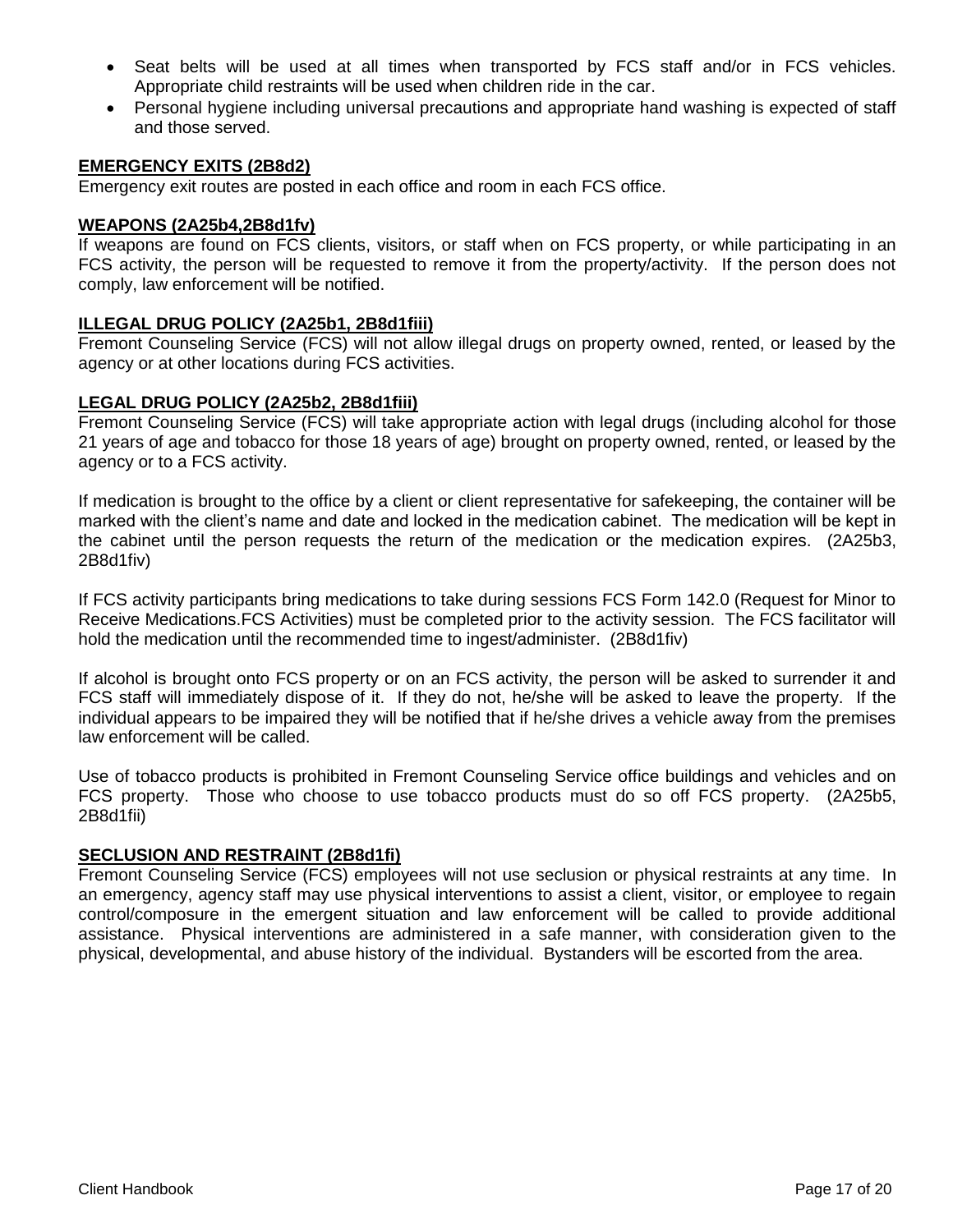- Seat belts will be used at all times when transported by FCS staff and/or in FCS vehicles. Appropriate child restraints will be used when children ride in the car.
- Personal hygiene including universal precautions and appropriate hand washing is expected of staff and those served.

**EMERGENCY EXITS (2B8d2)**

Emergency exit routes are posted in each office and room in each FCS office.

**WEAPONS (2A25b4,2B8d1fv)**

If weapons are found on FCS clients, visitors, or staff when on FCS property, or while participating in an FCS activity, the person will be requested to remove it from the property/activity. If the person does not comply, law enforcement will be notified.

**ILLEGAL DRUG POLICY (2A25b1, 2B8d1fiii)**

Fremont Counseling Service (FCS) will not allow illegal drugs on property owned, rented, or leased by the agency or at other locations during FCS activities.

**LEGAL DRUG POLICY (2A25b2, 2B8d1fiii)**

Fremont Counseling Service (FCS) will take appropriate action with legal drugs (including alcohol for those 21 years of age and tobacco for those 18 years of age) brought on property owned, rented, or leased by the agency or to a FCS activity.

If medication is brought to the office by a client or client representative for safekeeping, the container will be marked with the client's name and date and locked in the medication cabinet. The medication will be kept in the cabinet until the person requests the return of the medication or the medication expires. (2A25b3, 2B8d1fiv)

If FCS activity participants bring medications to take during sessions FCS Form 142.0 (Request for Minor to Receive Medications.FCS Activities) must be completed prior to the activity session. The FCS facilitator will hold the medication until the recommended time to ingest/administer. (2B8d1fiv)

If alcohol is brought onto FCS property or on an FCS activity, the person will be asked to surrender it and FCS staff will immediately dispose of it. If they do not, he/she will be asked to leave the property. If the individual appears to be impaired they will be notified that if he/she drives a vehicle away from the premises law enforcement will be called.

Use of tobacco products is prohibited in Fremont Counseling Service office buildings and vehicles and on FCS property. Those who choose to use tobacco products must do so off FCS property. (2A25b5, 2B8d1fii)

**SECLUSION AND RESTRAINT (2B8d1fi)**

Fremont Counseling Service (FCS) employees will not use seclusion or physical restraints at any time. In an emergency, agency staff may use physical interventions to assist a client, visitor, or employee to regain control/composure in the emergent situation and law enforcement will be called to provide additional assistance. Physical interventions are administered in a safe manner, with consideration given to the physical, developmental, and abuse history of the individual. Bystanders will be escorted from the area.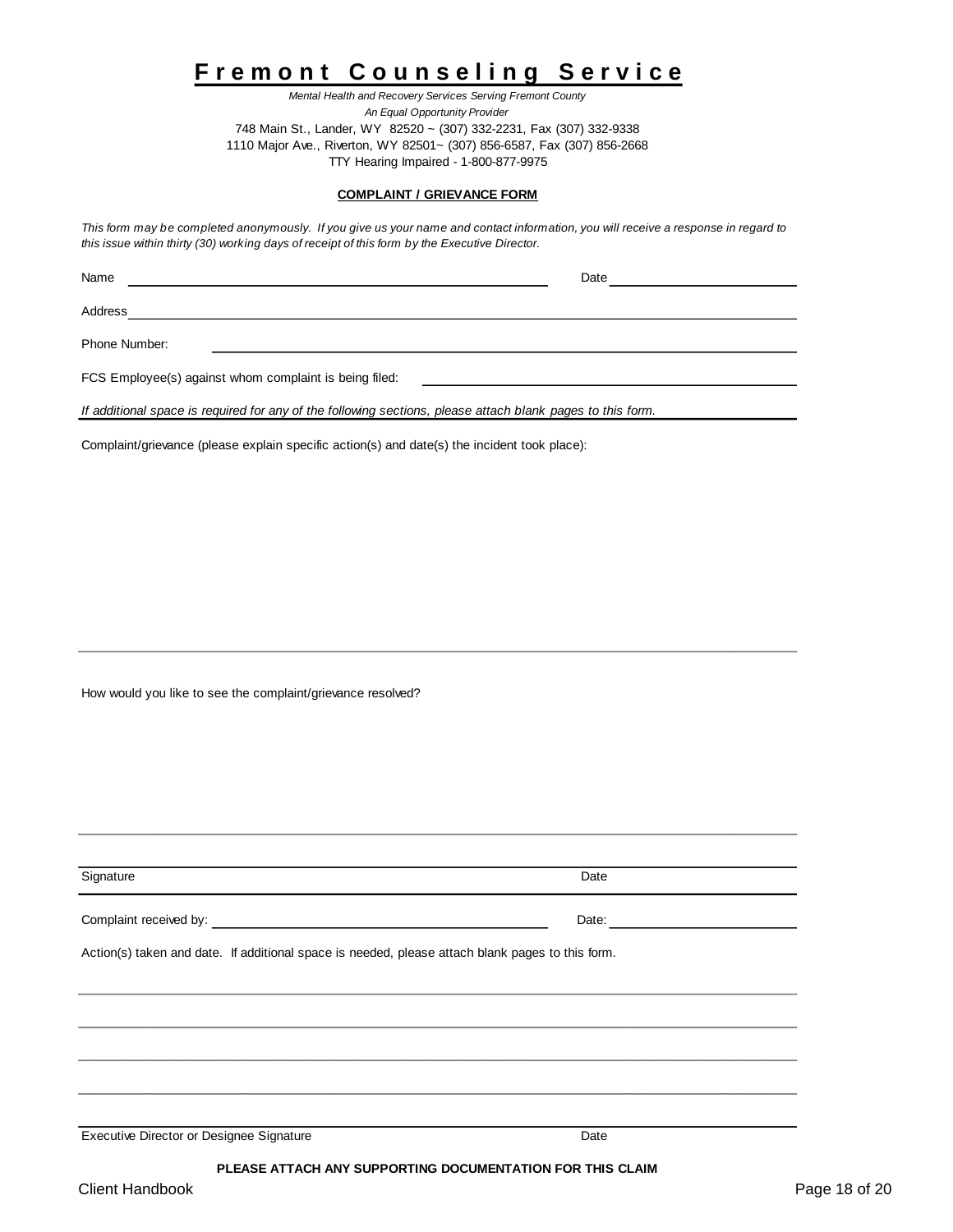# Fremont Counseling Service

*Mental Health and Recovery Services Serving Fremont County*

*An Equal Opportunity Provider*

748 Main St., Lander, WY 82520 ~ (307) 332-2231, Fax (307) 332-9338

1110 Major Ave., Riverton, WY 82501~ (307) 856-6587, Fax (307) 856-2668

TTY Hearing Impaired - 1-800-877-9975

**COMPLAINT / GRIEVANCE FORM**

*This form may be completed anonymously. If you give us your name and contact information, you will receive a response in regard to this issue within thirty (30) working days of receipt of this form by the Executive Director.*

Name ______________________________ Date ______________

Address ______________________________

Phone Number: ______________________________

FCS Employee(s) against whom complaint is being filed: ______________________________

*If additional space is required for any of the following sections, please attach blank pages to this form.*

Complaint/grievance (please explain specific action(s) and date(s) the incident took place):

______________________________

How would you like to see the complaint/grievance resolved?

______________________________

Signature ______________________________ Date ______________

Complaint received by: ______________________________ Date: ______________

Action(s) taken and date. If additional space is needed, please attach blank pages to this form.

______________________________

______________________________

______________________________

______________________________

Executive Director or Designee Signature ______________________________ Date ______________

**PLEASE ATTACH ANY SUPPORTING DOCUMENTATION FOR THIS CLAIM**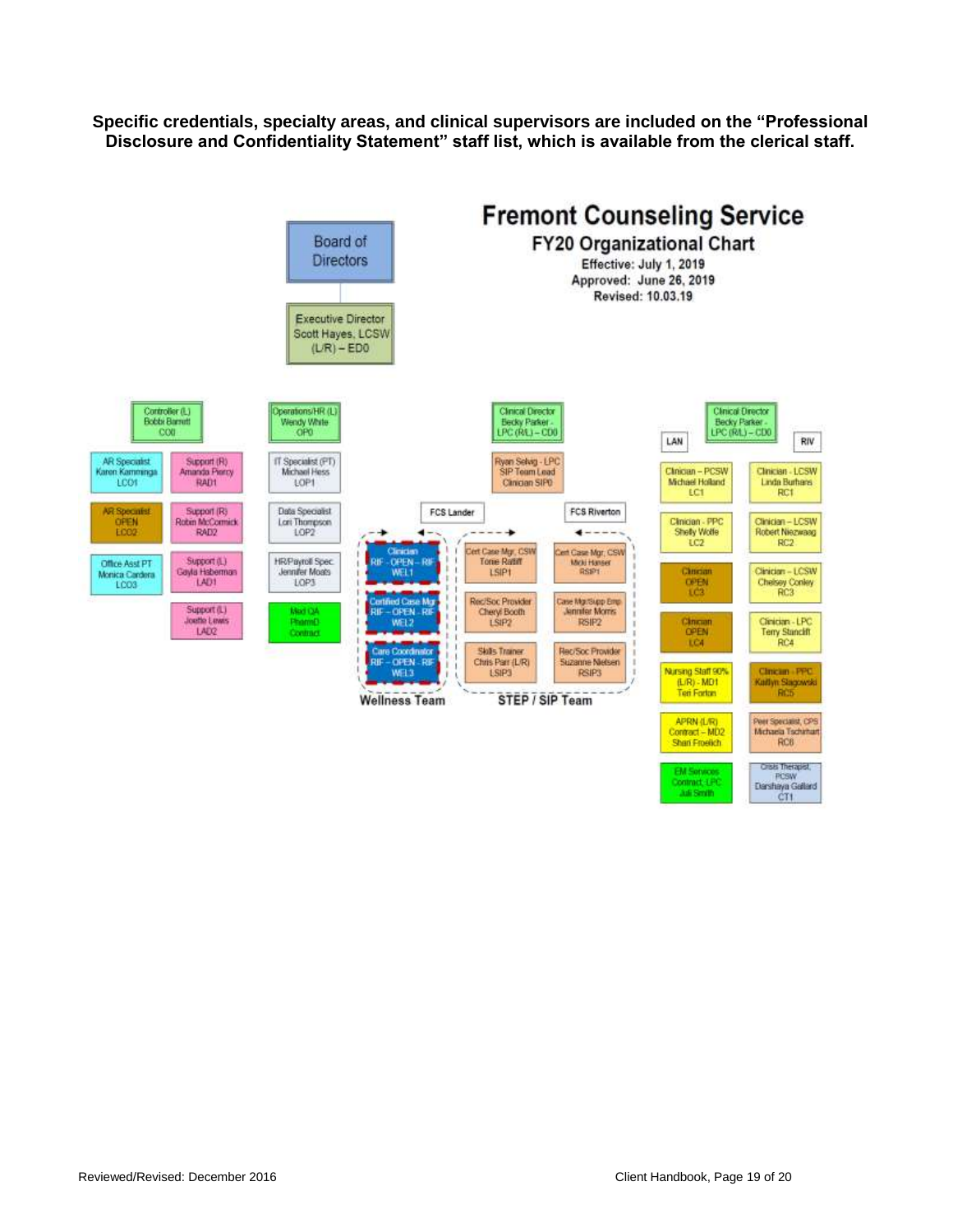**Specific credentials, specialty areas, and clinical supervisors are included on the "Professional Disclosure and Confidentiality Statement" staff list, which is available from the clerical staff.**

# Fremont Counseling Service

## FY20 Organizational Chart

Effective: July 1, 2019
Approved: June 26, 2019
Revised: 10.03.19

Board of Directors

Executive Director
Scott Hayes, LCSW
(L/R) – ED0

Controller (L)
Bobbi Barrett
CO0

AR Specialist
Karen Kamminga
LCO1

Support (R)
Amanda Piercy
RAD1

AR Specialist
OPEN
LCO2

Support (R)
Robin McCormick
RAD2

Office Asst PT
Monica Cardera
LCO3

Support (L)
Gayla Haberman
LAD1

Support (L)
Joette Lewis
LAD2

Operations/HR (L)
Wendy White
OP0

IT Specialist (PT)
Michael Hess
LOP1

Data Specialist
Lori Thompson
LOP2

HR/Payroll Spec.
Jennifer Moats
LOP3

Med QA
PharmD
Contract

Clinical Director
Becky Parker -
LPC (R/L) – CD0

Ryan Selvig - LPC
SIP Team Lead
Clinician SIP0

FCS Lander

FCS Riverton

**Wellness Team**

Clinician
RIF - OPEN – RIF
WEL1

Certified Case Mgr
RIF - OPEN - RIF
WEL2

Care Coordinator
RIF - OPEN - RIF
WEL3

**STEP / SIP Team**

Cert Case Mgr, CSW
Tonie Ratliff
LSIP1

Rec/Soc Provider
Cheryl Booth
LSIP2

Skills Trainer
Chris Parr (L/R)
LSIP3

Cert Case Mgr, CSW
Micki Hanser
RSIP1

Case Mgr/Supp Emp
Jennifer Morris
RSIP2

Rec/Soc Provider
Suzanne Nielsen
RSIP3

Clinical Director
Becky Parker -
LPC (R/L) – CD0

LAN

Clinician – PCSW
Michael Holland
LC1

Clinician - PPC
Shelly Wolfe
LC2

Clinician
OPEN
LC3

Clinician
OPEN
LC4

Nursing Staff 90%
(L/R) - MD1
Teri Forton

APRN (L/R)
Contract – MD2
Shari Froelich

EM Services
Contract, LPC
Juli Smith

RIV

Clinician - LCSW
Linda Burhans
RC1

Clinician – LCSW
Robert Niezwaag
RC2

Clinician – LCSW
Chelsey Conley
RC3

Clinician - LPC
Terry Stancliff
RC4

Clinician - PPC
Kaitlyn Slagowski
RC5

Peer Specialist, CPS
Michaela Tschirhart
RC6

Crisis Therapist,
PCSW
Darshaya Gallard
CT1

Reviewed/Revised: December 2016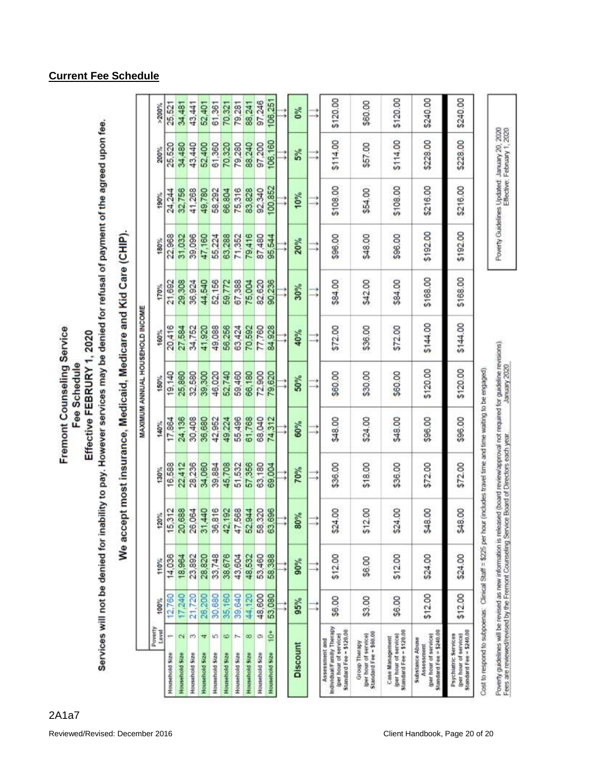## Current Fee Schedule

# Fremont Counseling Service
## Fee Schedule
## Effective FEBRUARY 1, 2020

**Services will not be denied for inability to pay. However services may be denied for refusal of payment of the agreed upon fee.**

**We accept most insurance, Medicaid, Medicare and Kid Care (CHIP).**

MAXIMUM ANNUAL HOUSEHOLD INCOME

| | Poverty Level | 100% | 110% | 120% | 130% | 140% | 150% | 160% | 170% | 180% | 190% | 200% | >200% |
|---|---|---|---|---|---|---|---|---|---|---|---|---|---|
| Household Size | 1 | 12,760 | 14,036 | 15,312 | 16,588 | 17,864 | 19,140 | 20,416 | 21,692 | 22,968 | 24,244 | 25,520 | 25,521 |
| Household Size | 2 | 17,240 | 18,964 | 20,688 | 22,412 | 24,136 | 25,860 | 27,584 | 29,308 | 31,032 | 32,756 | 34,480 | 34,481 |
| Household Size | 3 | 21,720 | 23,892 | 26,064 | 28,236 | 30,408 | 32,580 | 34,752 | 36,924 | 39,096 | 41,268 | 43,440 | 43,441 |
| Household Size | 4 | 26,200 | 28,820 | 31,440 | 34,060 | 36,680 | 39,300 | 41,920 | 44,540 | 47,160 | 49,780 | 52,400 | 52,401 |
| Household Size | 5 | 30,680 | 33,748 | 36,816 | 39,884 | 42,952 | 46,020 | 49,088 | 52,156 | 55,224 | 58,292 | 61,360 | 61,361 |
| Household Size | 6 | 35,160 | 38,676 | 42,192 | 45,708 | 49,224 | 52,740 | 56,256 | 59,772 | 63,288 | 66,804 | 70,320 | 70,321 |
| Household Size | 7 | 39,640 | 43,604 | 47,568 | 51,532 | 55,496 | 59,460 | 63,424 | 67,388 | 71,352 | 75,316 | 79,280 | 79,281 |
| Household Size | 8 | 44,120 | 48,532 | 52,944 | 57,356 | 61,768 | 66,180 | 70,592 | 75,004 | 79,416 | 83,828 | 88,240 | 88,241 |
| Household Size | 9 | 48,600 | 53,460 | 58,320 | 63,180 | 68,040 | 72,900 | 77,760 | 82,620 | 87,480 | 92,340 | 97,200 | 97,246 |
| Household Size | 10+ | 53,080 | 58,388 | 63,696 | 69,004 | 74,312 | 79,620 | 84,928 | 90,236 | 95,544 | 100,852 | 106,160 | 106,251 |
| **Discount** | | **95%** | **90%** | **80%** | **70%** | **60%** | **50%** | **40%** | **30%** | **20%** | **10%** | **5%** | **0%** |
| Assessment and Individual/Family Therapy (per hour of service) Standard Fee = $120.00 | | $6.00 | $12.00 | $24.00 | $36.00 | $48.00 | $60.00 | $72.00 | $84.00 | $96.00 | $108.00 | $114.00 | $120.00 |
| Group Therapy (per hour of service) Standard Fee = $60.00 | | $3.00 | $6.00 | $12.00 | $18.00 | $24.00 | $30.00 | $36.00 | $42.00 | $48.00 | $54.00 | $57.00 | $60.00 |
| Case Management (per hour of service) Standard Fee = $120.00 | | $6.00 | $12.00 | $24.00 | $36.00 | $48.00 | $60.00 | $72.00 | $84.00 | $96.00 | $108.00 | $114.00 | $120.00 |
| Substance Abuse Assessment (per hour of service) Standard Fee = $240.00 | | $12.00 | $24.00 | $48.00 | $72.00 | $96.00 | $120.00 | $144.00 | $168.00 | $192.00 | $216.00 | $228.00 | $240.00 |
| Psychiatric Services (per hour of service) Standard Fee = $240.00 | | $12.00 | $24.00 | $48.00 | $72.00 | $96.00 | $120.00 | $144.00 | $168.00 | $192.00 | $216.00 | $228.00 | $240.00 |

Cost to respond to subpoenas: Clinical Staff = $225 per hour (includes travel time and time waiting to be engaged).

Poverty guidelines will be revised as new information is released (board review/approval not required for guideline revisions). Fees are reviewed/revised by the Fremont Counseling Service Board of Directors each year. January 2020

Poverty Guidelines Updated: January 20, 2020
Effective: February 1, 2020

2A1a7

Reviewed/Revised: December 2016